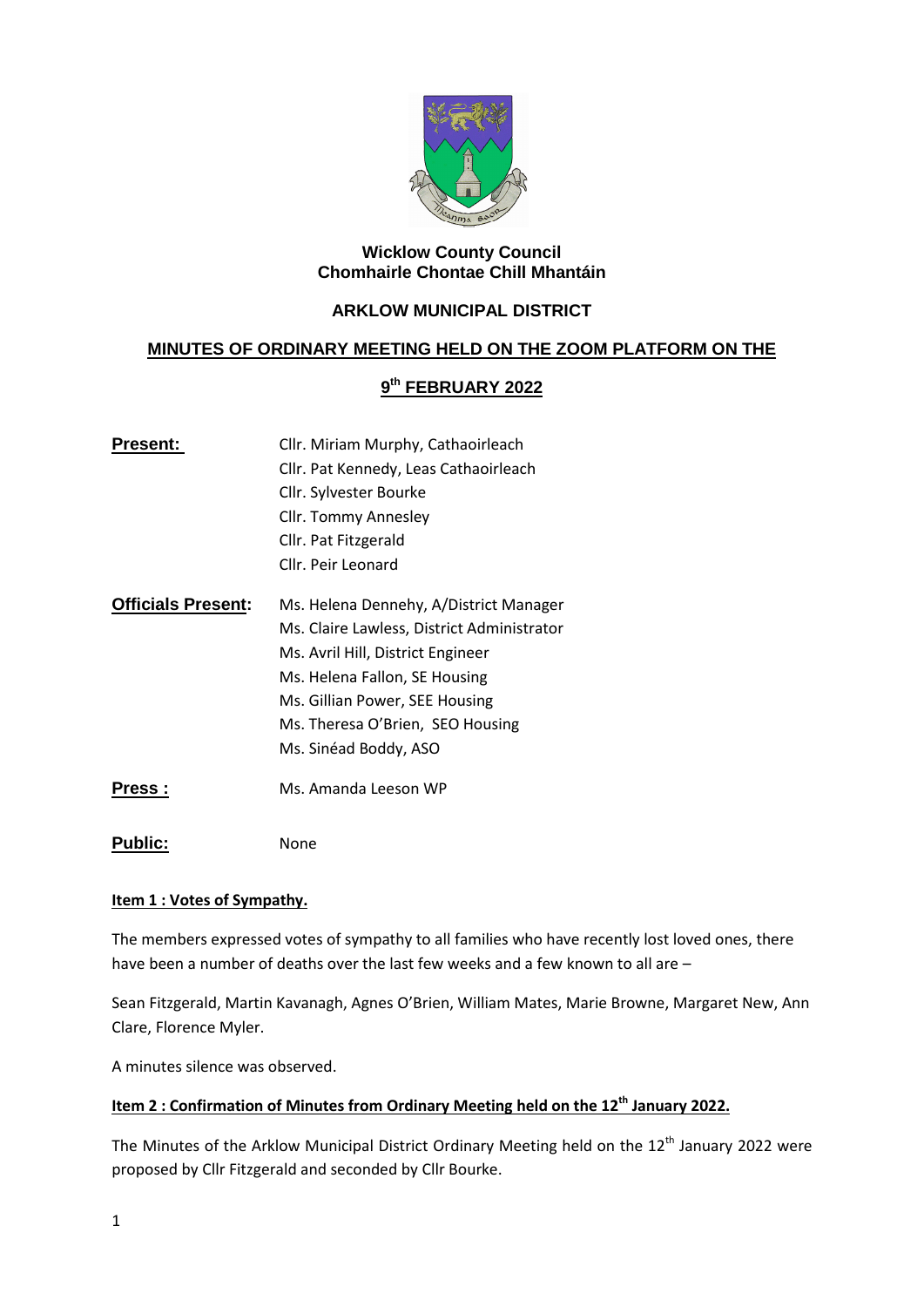**Wicklow County Council**
**Chomhairle Chontae Chill Mhantáin**

## ARKLOW MUNICIPAL DISTRICT

## MINUTES OF ORDINARY MEETING HELD ON THE ZOOM PLATFORM ON THE 9th FEBRUARY 2022

| | |
|---|---|
| **Present:** | Cllr. Miriam Murphy, Cathaoirleach<br>Cllr. Pat Kennedy, Leas Cathaoirleach<br>Cllr. Sylvester Bourke<br>Cllr. Tommy Annesley<br>Cllr. Pat Fitzgerald<br>Cllr. Peir Leonard |
| **Officials Present:** | Ms. Helena Dennehy, A/District Manager<br>Ms. Claire Lawless, District Administrator<br>Ms. Avril Hill, District Engineer<br>Ms. Helena Fallon, SE Housing<br>Ms. Gillian Power, SEE Housing<br>Ms. Theresa O'Brien, SEO Housing<br>Ms. Sinéad Boddy, ASO |
| **Press :** | Ms. Amanda Leeson WP |
| **Public:** | None |

**Item 1 : Votes of Sympathy.**

The members expressed votes of sympathy to all families who have recently lost loved ones, there have been a number of deaths over the last few weeks and a few known to all are –

Sean Fitzgerald, Martin Kavanagh, Agnes O'Brien, William Mates, Marie Browne, Margaret New, Ann Clare, Florence Myler.

A minutes silence was observed.

**Item 2 : Confirmation of Minutes from Ordinary Meeting held on the 12th January 2022.**

The Minutes of the Arklow Municipal District Ordinary Meeting held on the 12th January 2022 were proposed by Cllr Fitzgerald and seconded by Cllr Bourke.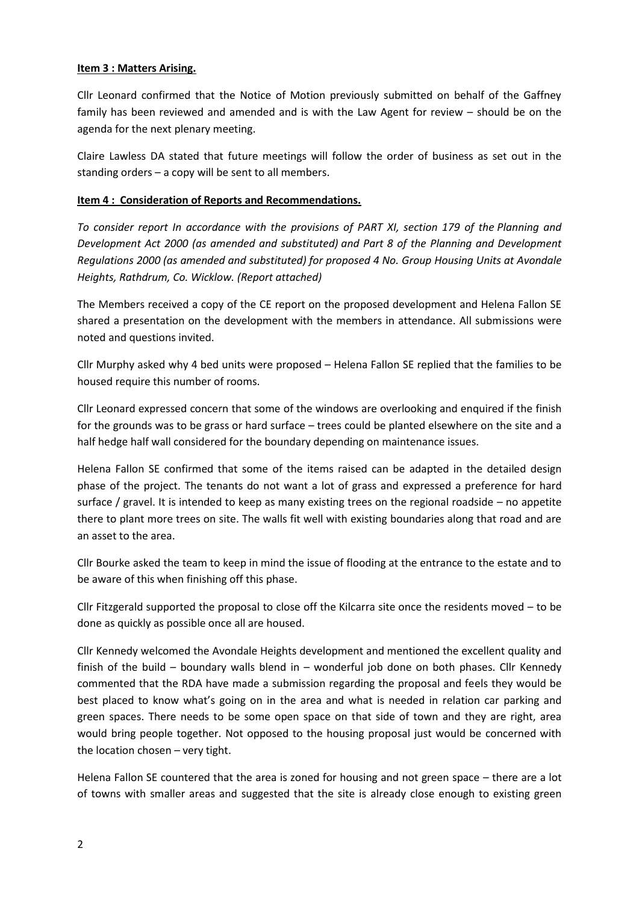**Item 3 : Matters Arising.**

Cllr Leonard confirmed that the Notice of Motion previously submitted on behalf of the Gaffney family has been reviewed and amended and is with the Law Agent for review – should be on the agenda for the next plenary meeting.

Claire Lawless DA stated that future meetings will follow the order of business as set out in the standing orders – a copy will be sent to all members.

**Item 4 : Consideration of Reports and Recommendations.**

*To consider report In accordance with the provisions of PART XI, section 179 of the Planning and Development Act 2000 (as amended and substituted) and Part 8 of the Planning and Development Regulations 2000 (as amended and substituted) for proposed 4 No. Group Housing Units at Avondale Heights, Rathdrum, Co. Wicklow. (Report attached)*

The Members received a copy of the CE report on the proposed development and Helena Fallon SE shared a presentation on the development with the members in attendance. All submissions were noted and questions invited.

Cllr Murphy asked why 4 bed units were proposed – Helena Fallon SE replied that the families to be housed require this number of rooms.

Cllr Leonard expressed concern that some of the windows are overlooking and enquired if the finish for the grounds was to be grass or hard surface – trees could be planted elsewhere on the site and a half hedge half wall considered for the boundary depending on maintenance issues.

Helena Fallon SE confirmed that some of the items raised can be adapted in the detailed design phase of the project. The tenants do not want a lot of grass and expressed a preference for hard surface / gravel. It is intended to keep as many existing trees on the regional roadside – no appetite there to plant more trees on site. The walls fit well with existing boundaries along that road and are an asset to the area.

Cllr Bourke asked the team to keep in mind the issue of flooding at the entrance to the estate and to be aware of this when finishing off this phase.

Cllr Fitzgerald supported the proposal to close off the Kilcarra site once the residents moved – to be done as quickly as possible once all are housed.

Cllr Kennedy welcomed the Avondale Heights development and mentioned the excellent quality and finish of the build – boundary walls blend in – wonderful job done on both phases. Cllr Kennedy commented that the RDA have made a submission regarding the proposal and feels they would be best placed to know what's going on in the area and what is needed in relation car parking and green spaces. There needs to be some open space on that side of town and they are right, area would bring people together. Not opposed to the housing proposal just would be concerned with the location chosen – very tight.

Helena Fallon SE countered that the area is zoned for housing and not green space – there are a lot of towns with smaller areas and suggested that the site is already close enough to existing green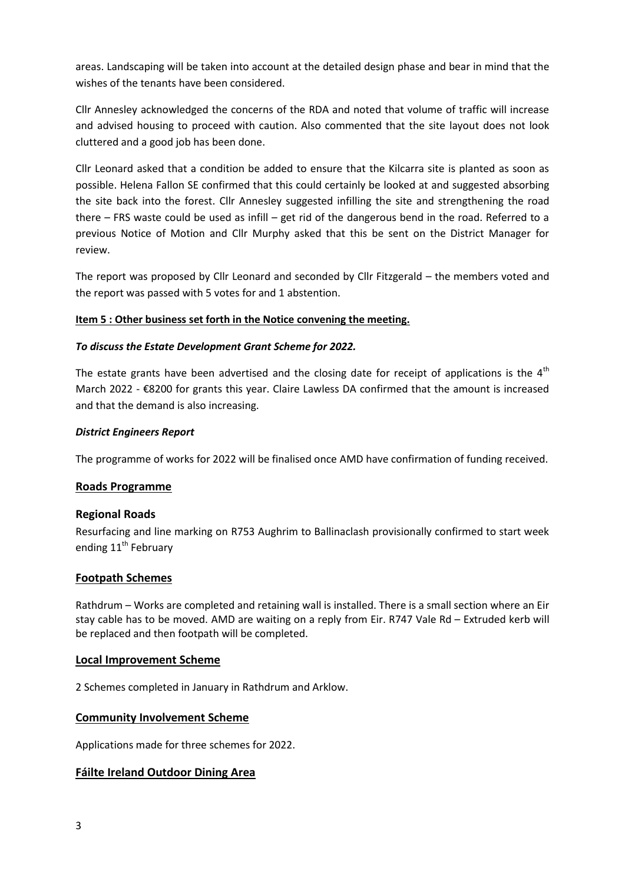areas. Landscaping will be taken into account at the detailed design phase and bear in mind that the wishes of the tenants have been considered.

Cllr Annesley acknowledged the concerns of the RDA and noted that volume of traffic will increase and advised housing to proceed with caution. Also commented that the site layout does not look cluttered and a good job has been done.

Cllr Leonard asked that a condition be added to ensure that the Kilcarra site is planted as soon as possible. Helena Fallon SE confirmed that this could certainly be looked at and suggested absorbing the site back into the forest. Cllr Annesley suggested infilling the site and strengthening the road there – FRS waste could be used as infill – get rid of the dangerous bend in the road. Referred to a previous Notice of Motion and Cllr Murphy asked that this be sent on the District Manager for review.

The report was proposed by Cllr Leonard and seconded by Cllr Fitzgerald – the members voted and the report was passed with 5 votes for and 1 abstention.

**Item 5 : Other business set forth in the Notice convening the meeting.**

***To discuss the Estate Development Grant Scheme for 2022.***

The estate grants have been advertised and the closing date for receipt of applications is the 4th March 2022 - €8200 for grants this year. Claire Lawless DA confirmed that the amount is increased and that the demand is also increasing.

***District Engineers Report***

The programme of works for 2022 will be finalised once AMD have confirmation of funding received.

## Roads Programme

### Regional Roads

Resurfacing and line marking on R753 Aughrim to Ballinaclash provisionally confirmed to start week ending 11th February

## Footpath Schemes

Rathdrum – Works are completed and retaining wall is installed. There is a small section where an Eir stay cable has to be moved. AMD are waiting on a reply from Eir. R747 Vale Rd – Extruded kerb will be replaced and then footpath will be completed.

## Local Improvement Scheme

2 Schemes completed in January in Rathdrum and Arklow.

## Community Involvement Scheme

Applications made for three schemes for 2022.

## Fáilte Ireland Outdoor Dining Area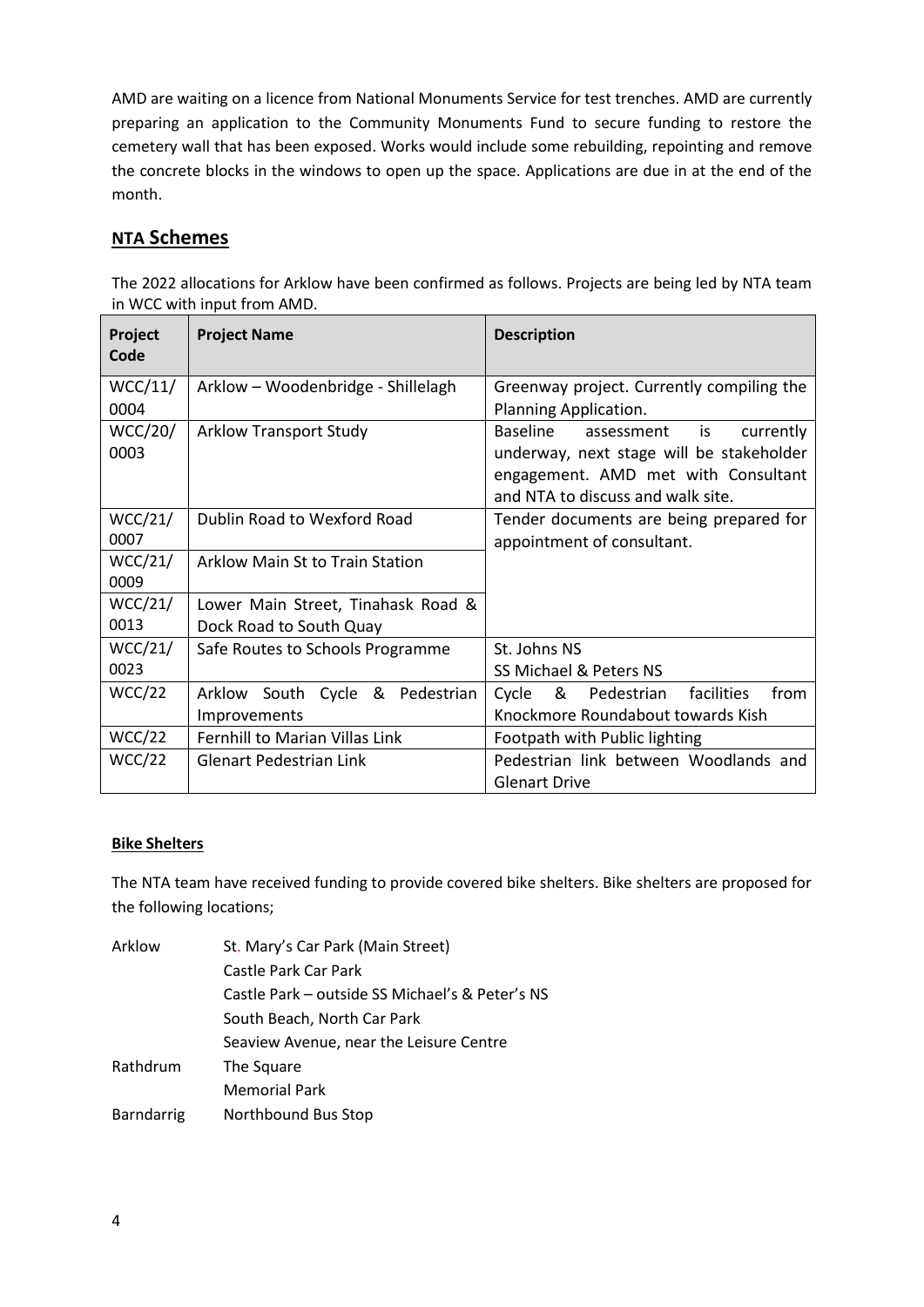AMD are waiting on a licence from National Monuments Service for test trenches. AMD are currently preparing an application to the Community Monuments Fund to secure funding to restore the cemetery wall that has been exposed. Works would include some rebuilding, repointing and remove the concrete blocks in the windows to open up the space. Applications are due in at the end of the month.

## NTA Schemes

The 2022 allocations for Arklow have been confirmed as follows. Projects are being led by NTA team in WCC with input from AMD.

| Project Code | Project Name | Description |
|---|---|---|
| WCC/11/0004 | Arklow – Woodenbridge - Shillelagh | Greenway project. Currently compiling the Planning Application. |
| WCC/20/0003 | Arklow Transport Study | Baseline assessment is currently underway, next stage will be stakeholder engagement. AMD met with Consultant and NTA to discuss and walk site. |
| WCC/21/0007 | Dublin Road to Wexford Road | Tender documents are being prepared for appointment of consultant. |
| WCC/21/0009 | Arklow Main St to Train Station | |
| WCC/21/0013 | Lower Main Street, Tinahask Road & Dock Road to South Quay | |
| WCC/21/0023 | Safe Routes to Schools Programme | St. Johns NS<br>SS Michael & Peters NS |
| WCC/22 | Arklow South Cycle & Pedestrian Improvements | Cycle & Pedestrian facilities from Knockmore Roundabout towards Kish |
| WCC/22 | Fernhill to Marian Villas Link | Footpath with Public lighting |
| WCC/22 | Glenart Pedestrian Link | Pedestrian link between Woodlands and Glenart Drive |

### Bike Shelters

The NTA team have received funding to provide covered bike shelters. Bike shelters are proposed for the following locations;

| | |
|---|---|
| Arklow | St. Mary's Car Park (Main Street) |
| | Castle Park Car Park |
| | Castle Park – outside SS Michael's & Peter's NS |
| | South Beach, North Car Park |
| | Seaview Avenue, near the Leisure Centre |
| Rathdrum | The Square |
| | Memorial Park |
| Barndarrig | Northbound Bus Stop |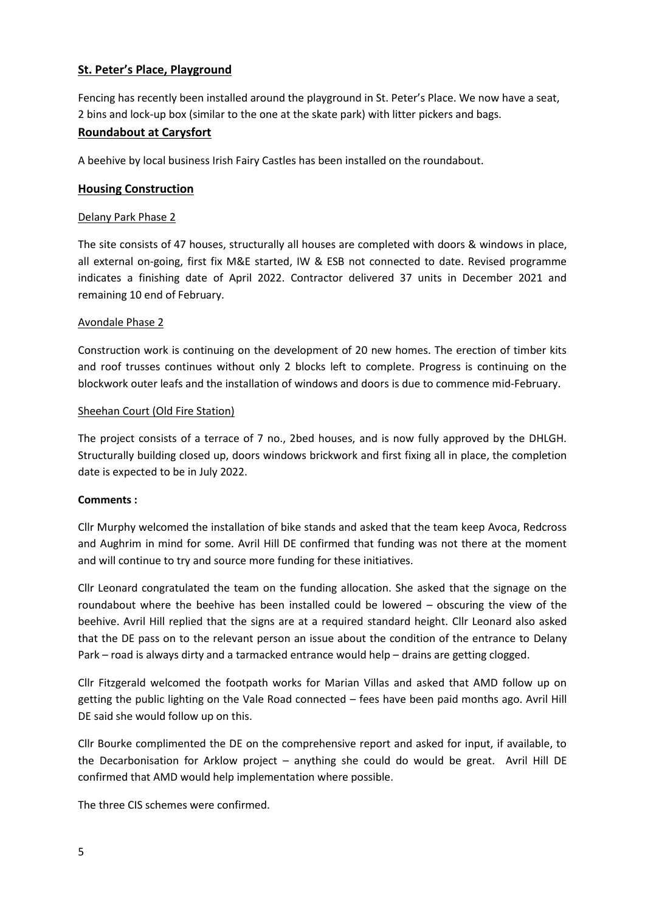## St. Peter's Place, Playground

Fencing has recently been installed around the playground in St. Peter's Place. We now have a seat, 2 bins and lock-up box (similar to the one at the skate park) with litter pickers and bags.

## Roundabout at Carysfort

A beehive by local business Irish Fairy Castles has been installed on the roundabout.

## Housing Construction

### Delany Park Phase 2

The site consists of 47 houses, structurally all houses are completed with doors & windows in place, all external on-going, first fix M&E started, IW & ESB not connected to date. Revised programme indicates a finishing date of April 2022. Contractor delivered 37 units in December 2021 and remaining 10 end of February.

### Avondale Phase 2

Construction work is continuing on the development of 20 new homes. The erection of timber kits and roof trusses continues without only 2 blocks left to complete. Progress is continuing on the blockwork outer leafs and the installation of windows and doors is due to commence mid-February.

### Sheehan Court (Old Fire Station)

The project consists of a terrace of 7 no., 2bed houses, and is now fully approved by the DHLGH. Structurally building closed up, doors windows brickwork and first fixing all in place, the completion date is expected to be in July 2022.

**Comments :**

Cllr Murphy welcomed the installation of bike stands and asked that the team keep Avoca, Redcross and Aughrim in mind for some. Avril Hill DE confirmed that funding was not there at the moment and will continue to try and source more funding for these initiatives.

Cllr Leonard congratulated the team on the funding allocation. She asked that the signage on the roundabout where the beehive has been installed could be lowered – obscuring the view of the beehive. Avril Hill replied that the signs are at a required standard height. Cllr Leonard also asked that the DE pass on to the relevant person an issue about the condition of the entrance to Delany Park – road is always dirty and a tarmacked entrance would help – drains are getting clogged.

Cllr Fitzgerald welcomed the footpath works for Marian Villas and asked that AMD follow up on getting the public lighting on the Vale Road connected – fees have been paid months ago. Avril Hill DE said she would follow up on this.

Cllr Bourke complimented the DE on the comprehensive report and asked for input, if available, to the Decarbonisation for Arklow project – anything she could do would be great. Avril Hill DE confirmed that AMD would help implementation where possible.

The three CIS schemes were confirmed.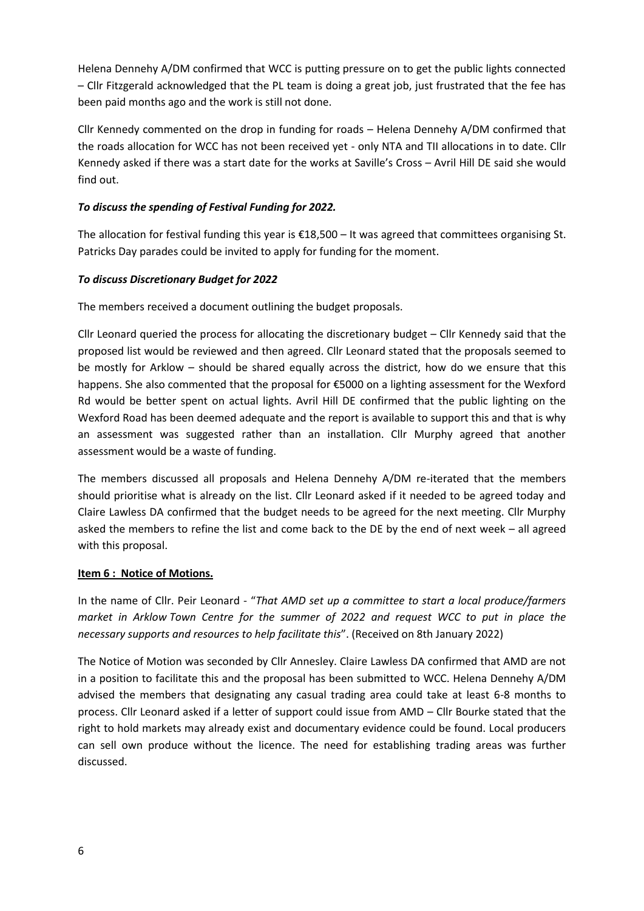Helena Dennehy A/DM confirmed that WCC is putting pressure on to get the public lights connected – Cllr Fitzgerald acknowledged that the PL team is doing a great job, just frustrated that the fee has been paid months ago and the work is still not done.

Cllr Kennedy commented on the drop in funding for roads – Helena Dennehy A/DM confirmed that the roads allocation for WCC has not been received yet - only NTA and TII allocations in to date. Cllr Kennedy asked if there was a start date for the works at Saville's Cross – Avril Hill DE said she would find out.

***To discuss the spending of Festival Funding for 2022.***

The allocation for festival funding this year is €18,500 – It was agreed that committees organising St. Patricks Day parades could be invited to apply for funding for the moment.

***To discuss Discretionary Budget for 2022***

The members received a document outlining the budget proposals.

Cllr Leonard queried the process for allocating the discretionary budget – Cllr Kennedy said that the proposed list would be reviewed and then agreed. Cllr Leonard stated that the proposals seemed to be mostly for Arklow – should be shared equally across the district, how do we ensure that this happens. She also commented that the proposal for €5000 on a lighting assessment for the Wexford Rd would be better spent on actual lights. Avril Hill DE confirmed that the public lighting on the Wexford Road has been deemed adequate and the report is available to support this and that is why an assessment was suggested rather than an installation. Cllr Murphy agreed that another assessment would be a waste of funding.

The members discussed all proposals and Helena Dennehy A/DM re-iterated that the members should prioritise what is already on the list. Cllr Leonard asked if it needed to be agreed today and Claire Lawless DA confirmed that the budget needs to be agreed for the next meeting. Cllr Murphy asked the members to refine the list and come back to the DE by the end of next week – all agreed with this proposal.

**Item 6 : Notice of Motions.**

In the name of Cllr. Peir Leonard - "*That AMD set up a committee to start a local produce/farmers market in Arklow Town Centre for the summer of 2022 and request WCC to put in place the necessary supports and resources to help facilitate this*". (Received on 8th January 2022)

The Notice of Motion was seconded by Cllr Annesley. Claire Lawless DA confirmed that AMD are not in a position to facilitate this and the proposal has been submitted to WCC. Helena Dennehy A/DM advised the members that designating any casual trading area could take at least 6-8 months to process. Cllr Leonard asked if a letter of support could issue from AMD – Cllr Bourke stated that the right to hold markets may already exist and documentary evidence could be found. Local producers can sell own produce without the licence. The need for establishing trading areas was further discussed.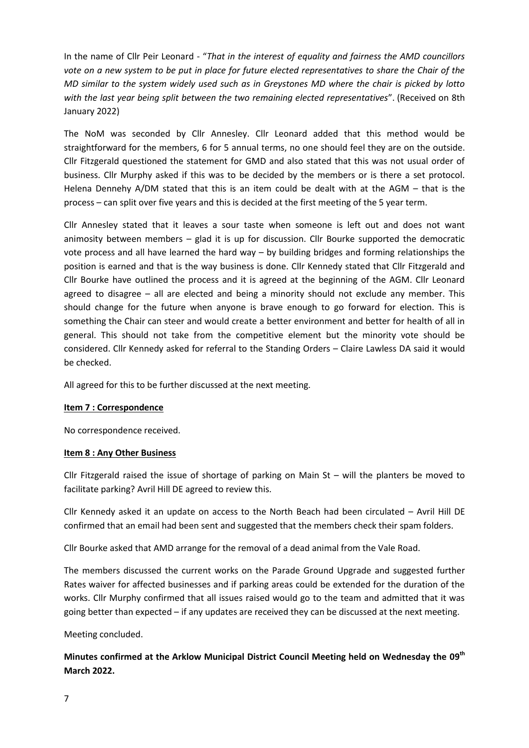In the name of Cllr Peir Leonard - "*That in the interest of equality and fairness the AMD councillors vote on a new system to be put in place for future elected representatives to share the Chair of the MD similar to the system widely used such as in Greystones MD where the chair is picked by lotto with the last year being split between the two remaining elected representatives*". (Received on 8th January 2022)

The NoM was seconded by Cllr Annesley. Cllr Leonard added that this method would be straightforward for the members, 6 for 5 annual terms, no one should feel they are on the outside. Cllr Fitzgerald questioned the statement for GMD and also stated that this was not usual order of business. Cllr Murphy asked if this was to be decided by the members or is there a set protocol. Helena Dennehy A/DM stated that this is an item could be dealt with at the AGM – that is the process – can split over five years and this is decided at the first meeting of the 5 year term.

Cllr Annesley stated that it leaves a sour taste when someone is left out and does not want animosity between members – glad it is up for discussion. Cllr Bourke supported the democratic vote process and all have learned the hard way – by building bridges and forming relationships the position is earned and that is the way business is done. Cllr Kennedy stated that Cllr Fitzgerald and Cllr Bourke have outlined the process and it is agreed at the beginning of the AGM. Cllr Leonard agreed to disagree – all are elected and being a minority should not exclude any member. This should change for the future when anyone is brave enough to go forward for election. This is something the Chair can steer and would create a better environment and better for health of all in general. This should not take from the competitive element but the minority vote should be considered. Cllr Kennedy asked for referral to the Standing Orders – Claire Lawless DA said it would be checked.

All agreed for this to be further discussed at the next meeting.

**Item 7 : Correspondence**

No correspondence received.

**Item 8 : Any Other Business**

Cllr Fitzgerald raised the issue of shortage of parking on Main St – will the planters be moved to facilitate parking? Avril Hill DE agreed to review this.

Cllr Kennedy asked it an update on access to the North Beach had been circulated – Avril Hill DE confirmed that an email had been sent and suggested that the members check their spam folders.

Cllr Bourke asked that AMD arrange for the removal of a dead animal from the Vale Road.

The members discussed the current works on the Parade Ground Upgrade and suggested further Rates waiver for affected businesses and if parking areas could be extended for the duration of the works. Cllr Murphy confirmed that all issues raised would go to the team and admitted that it was going better than expected – if any updates are received they can be discussed at the next meeting.

Meeting concluded.

**Minutes confirmed at the Arklow Municipal District Council Meeting held on Wednesday the 09th March 2022.**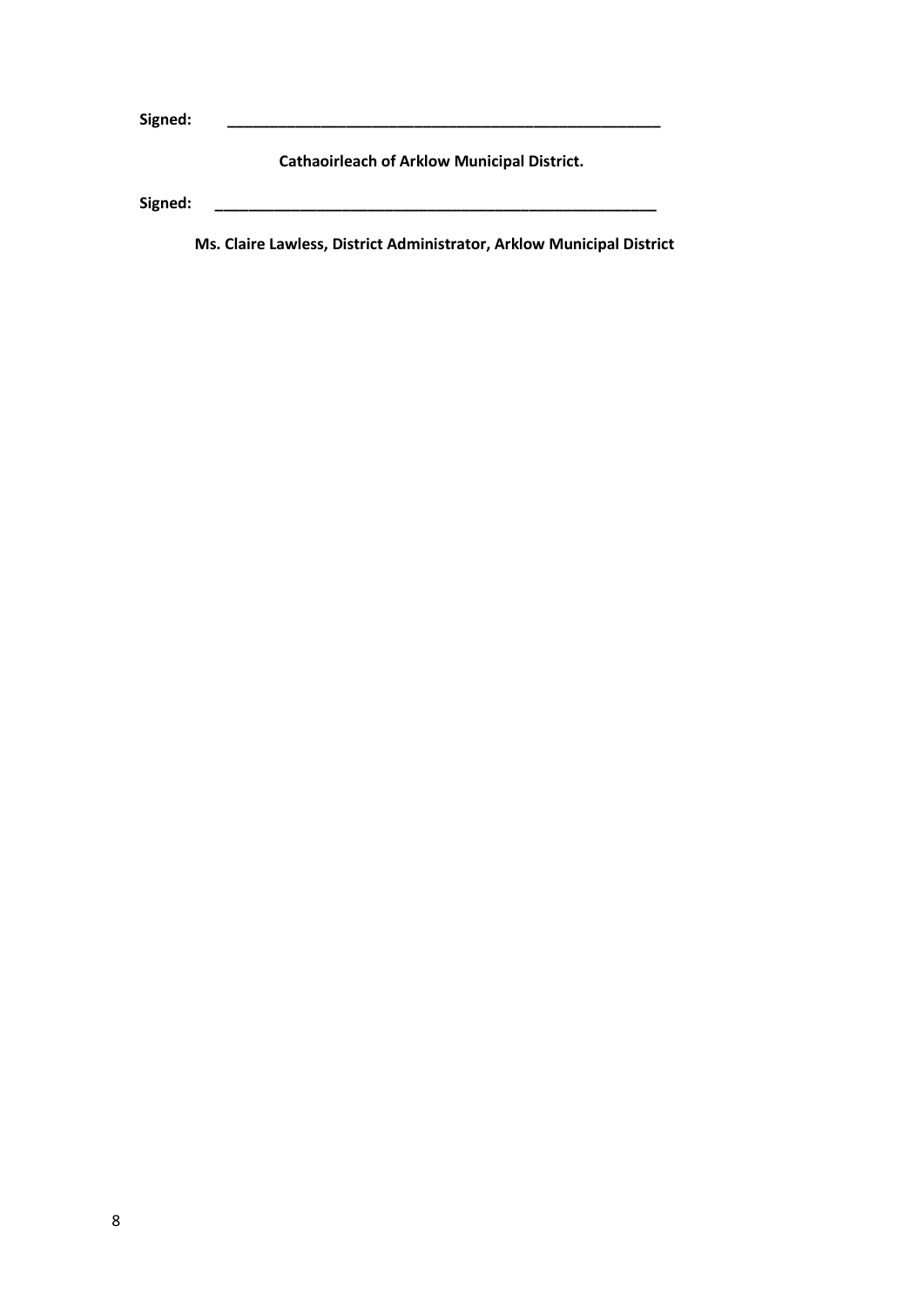**Signed:** _______________________________________________

**Cathaoirleach of Arklow Municipal District.**

**Signed:** _______________________________________________

**Ms. Claire Lawless, District Administrator, Arklow Municipal District**